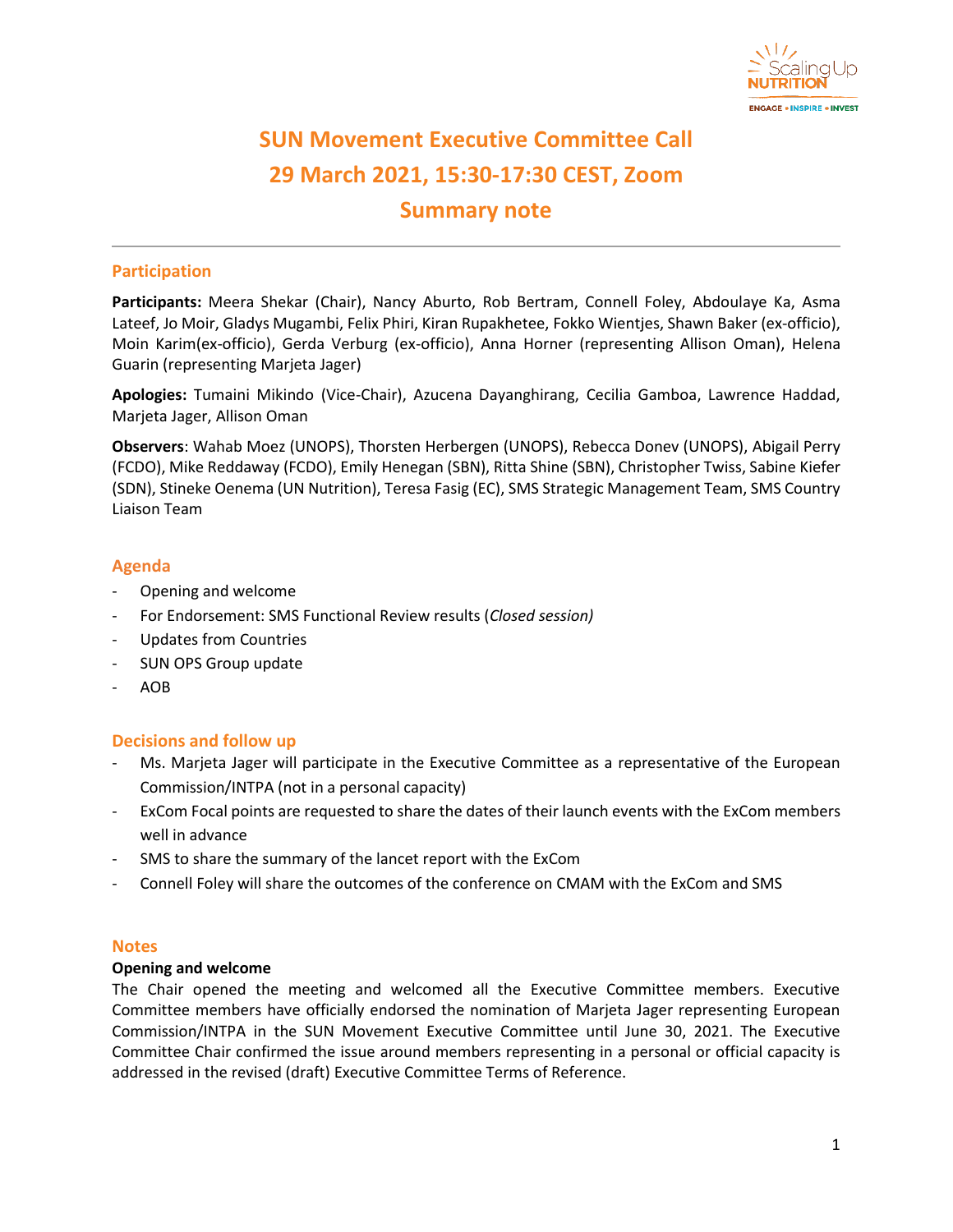# SUN Movement Executive Committee Call
# 29 March 2021, 15:30-17:30 CEST, Zoom
# Summary note

## Participation

**Participants:** Meera Shekar (Chair), Nancy Aburto, Rob Bertram, Connell Foley, Abdoulaye Ka, Asma Lateef, Jo Moir, Gladys Mugambi, Felix Phiri, Kiran Rupakhetee, Fokko Wientjes, Shawn Baker (ex-officio), Moin Karim(ex-officio), Gerda Verburg (ex-officio), Anna Horner (representing Allison Oman), Helena Guarin (representing Marjeta Jager)

**Apologies:** Tumaini Mikindo (Vice-Chair), Azucena Dayanghirang, Cecilia Gamboa, Lawrence Haddad, Marjeta Jager, Allison Oman

**Observers**: Wahab Moez (UNOPS), Thorsten Herbergen (UNOPS), Rebecca Donev (UNOPS), Abigail Perry (FCDO), Mike Reddaway (FCDO), Emily Henegan (SBN), Ritta Shine (SBN), Christopher Twiss, Sabine Kiefer (SDN), Stineke Oenema (UN Nutrition), Teresa Fasig (EC), SMS Strategic Management Team, SMS Country Liaison Team

## Agenda

- Opening and welcome
- For Endorsement: SMS Functional Review results (*Closed session)*
- Updates from Countries
- SUN OPS Group update
- AOB

## Decisions and follow up

- Ms. Marjeta Jager will participate in the Executive Committee as a representative of the European Commission/INTPA (not in a personal capacity)
- ExCom Focal points are requested to share the dates of their launch events with the ExCom members well in advance
- SMS to share the summary of the lancet report with the ExCom
- Connell Foley will share the outcomes of the conference on CMAM with the ExCom and SMS

## Notes

### Opening and welcome

The Chair opened the meeting and welcomed all the Executive Committee members. Executive Committee members have officially endorsed the nomination of Marjeta Jager representing European Commission/INTPA in the SUN Movement Executive Committee until June 30, 2021. The Executive Committee Chair confirmed the issue around members representing in a personal or official capacity is addressed in the revised (draft) Executive Committee Terms of Reference.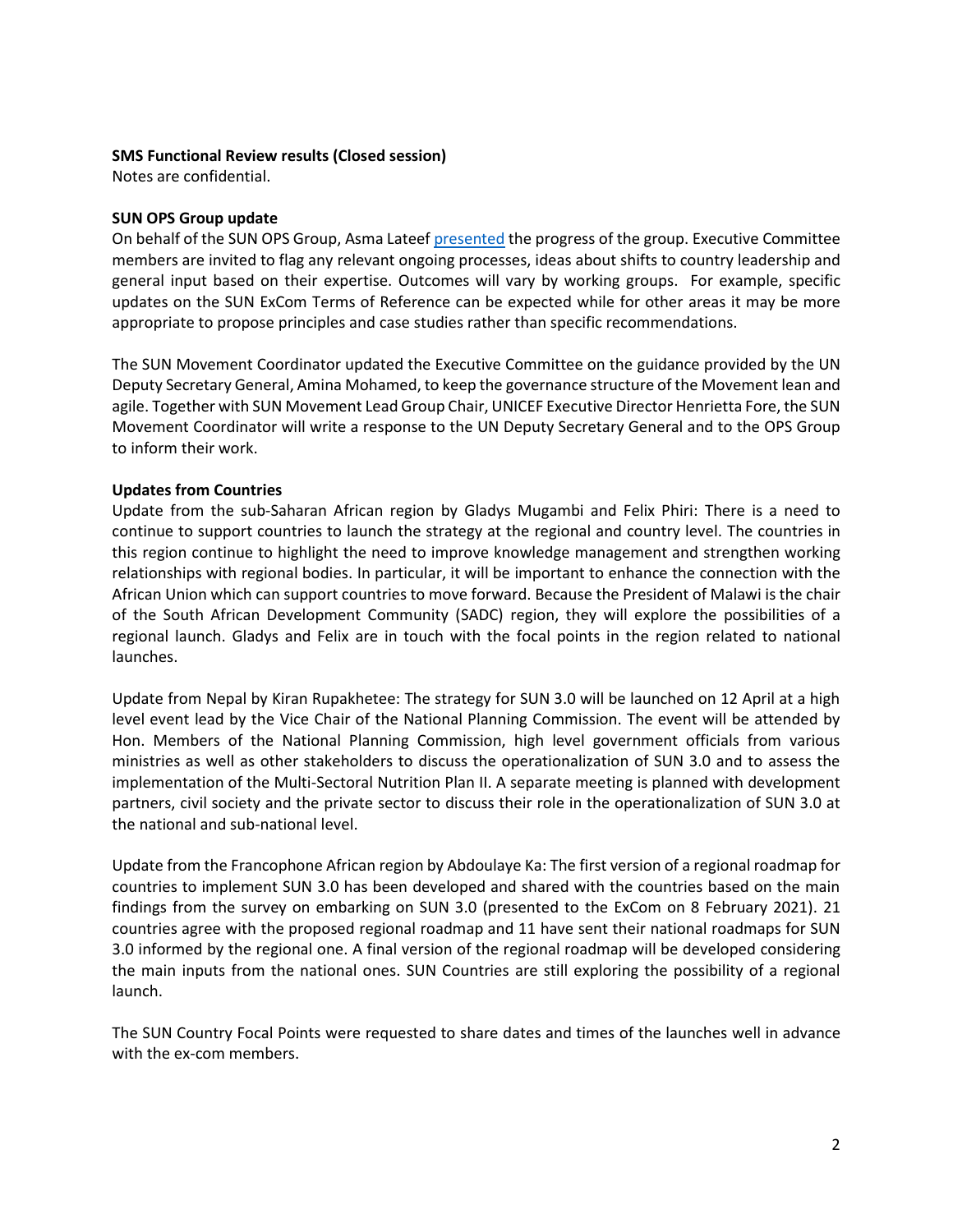**SMS Functional Review results (Closed session)**
Notes are confidential.

**SUN OPS Group update**
On behalf of the SUN OPS Group, Asma Lateef presented the progress of the group. Executive Committee members are invited to flag any relevant ongoing processes, ideas about shifts to country leadership and general input based on their expertise. Outcomes will vary by working groups. For example, specific updates on the SUN ExCom Terms of Reference can be expected while for other areas it may be more appropriate to propose principles and case studies rather than specific recommendations.

The SUN Movement Coordinator updated the Executive Committee on the guidance provided by the UN Deputy Secretary General, Amina Mohamed, to keep the governance structure of the Movement lean and agile. Together with SUN Movement Lead Group Chair, UNICEF Executive Director Henrietta Fore, the SUN Movement Coordinator will write a response to the UN Deputy Secretary General and to the OPS Group to inform their work.

**Updates from Countries**
Update from the sub-Saharan African region by Gladys Mugambi and Felix Phiri: There is a need to continue to support countries to launch the strategy at the regional and country level. The countries in this region continue to highlight the need to improve knowledge management and strengthen working relationships with regional bodies. In particular, it will be important to enhance the connection with the African Union which can support countries to move forward. Because the President of Malawi is the chair of the South African Development Community (SADC) region, they will explore the possibilities of a regional launch. Gladys and Felix are in touch with the focal points in the region related to national launches.

Update from Nepal by Kiran Rupakhetee: The strategy for SUN 3.0 will be launched on 12 April at a high level event lead by the Vice Chair of the National Planning Commission. The event will be attended by Hon. Members of the National Planning Commission, high level government officials from various ministries as well as other stakeholders to discuss the operationalization of SUN 3.0 and to assess the implementation of the Multi-Sectoral Nutrition Plan II. A separate meeting is planned with development partners, civil society and the private sector to discuss their role in the operationalization of SUN 3.0 at the national and sub-national level.

Update from the Francophone African region by Abdoulaye Ka: The first version of a regional roadmap for countries to implement SUN 3.0 has been developed and shared with the countries based on the main findings from the survey on embarking on SUN 3.0 (presented to the ExCom on 8 February 2021). 21 countries agree with the proposed regional roadmap and 11 have sent their national roadmaps for SUN 3.0 informed by the regional one. A final version of the regional roadmap will be developed considering the main inputs from the national ones. SUN Countries are still exploring the possibility of a regional launch.

The SUN Country Focal Points were requested to share dates and times of the launches well in advance with the ex-com members.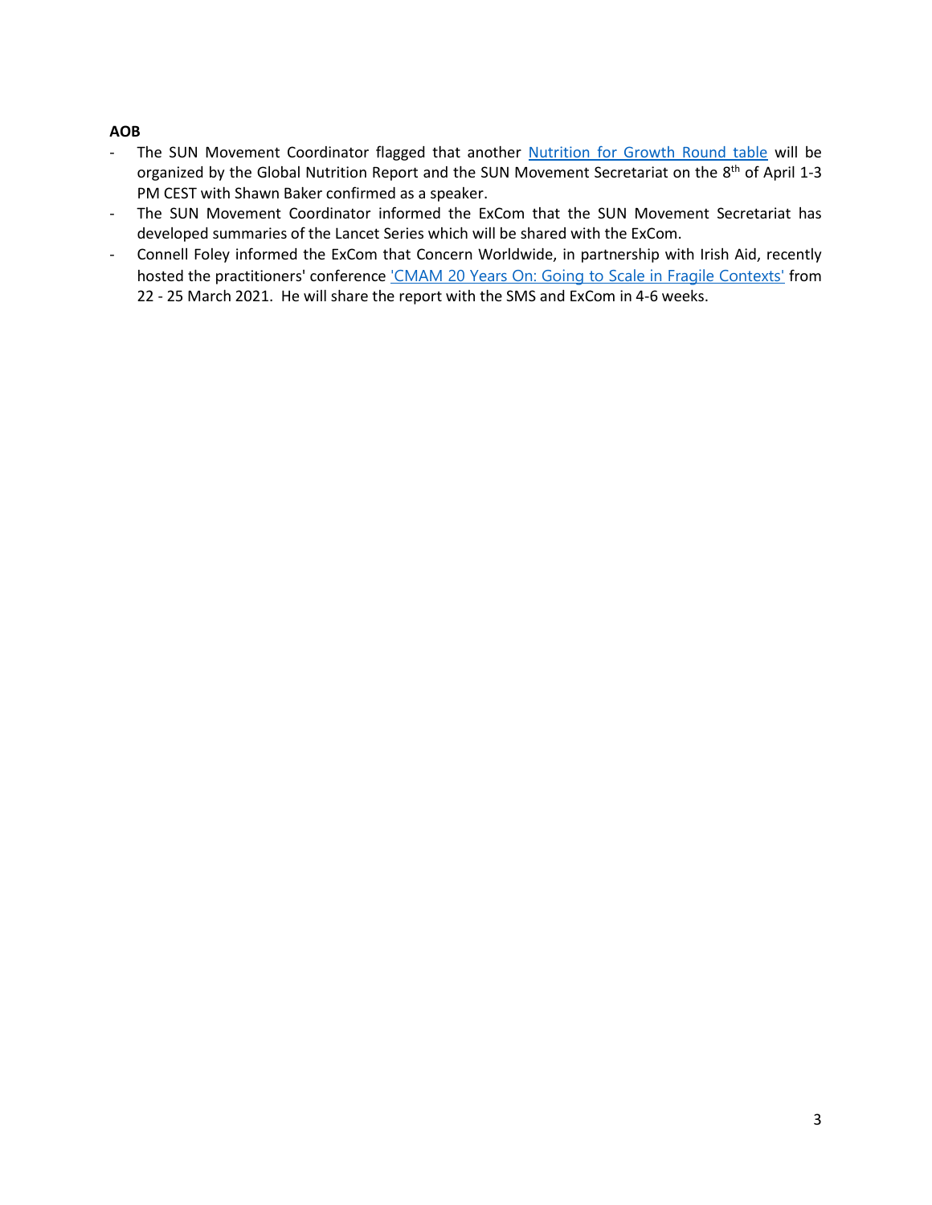**AOB**

- The SUN Movement Coordinator flagged that another Nutrition for Growth Round table will be organized by the Global Nutrition Report and the SUN Movement Secretariat on the 8th of April 1-3 PM CEST with Shawn Baker confirmed as a speaker.
- The SUN Movement Coordinator informed the ExCom that the SUN Movement Secretariat has developed summaries of the Lancet Series which will be shared with the ExCom.
- Connell Foley informed the ExCom that Concern Worldwide, in partnership with Irish Aid, recently hosted the practitioners' conference 'CMAM 20 Years On: Going to Scale in Fragile Contexts' from 22 - 25 March 2021. He will share the report with the SMS and ExCom in 4-6 weeks.